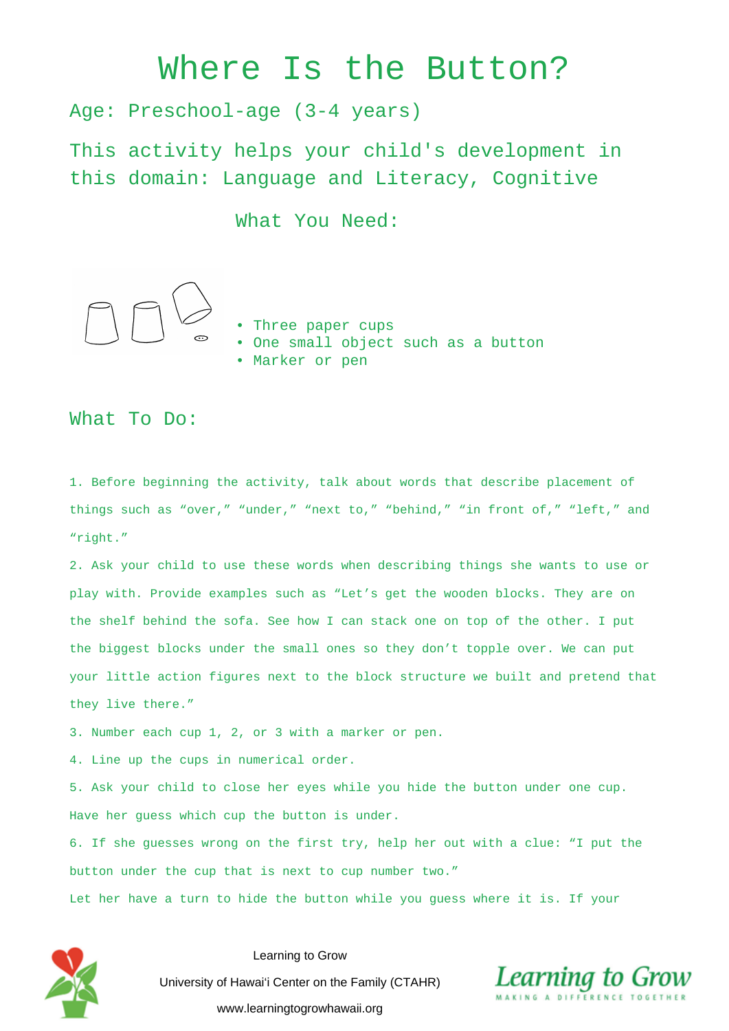# Where Is the Button?

Age: Preschool-age (3-4 years)

This activity helps your child's development in this domain: Language and Literacy, Cognitive

## What You Need:

- Three paper cups
- One small object such as a button
- Marker or pen

## What To Do:

1. Before beginning the activity, talk about words that describe placement of things such as “over,” “under,” “next to,” “behind,” “in front of,” “left,” and “right.”
2. Ask your child to use these words when describing things she wants to use or play with. Provide examples such as “Let’s get the wooden blocks. They are on the shelf behind the sofa. See how I can stack one on top of the other. I put the biggest blocks under the small ones so they don’t topple over. We can put your little action figures next to the block structure we built and pretend that they live there.”
3. Number each cup 1, 2, or 3 with a marker or pen.
4. Line up the cups in numerical order.
5. Ask your child to close her eyes while you hide the button under one cup. Have her guess which cup the button is under.
6. If she guesses wrong on the first try, help her out with a clue: “I put the button under the cup that is next to cup number two.”

Let her have a turn to hide the button while you guess where it is. If your

Learning to Grow
University of Hawai‘i Center on the Family (CTAHR)
www.learningtogrowhawaii.org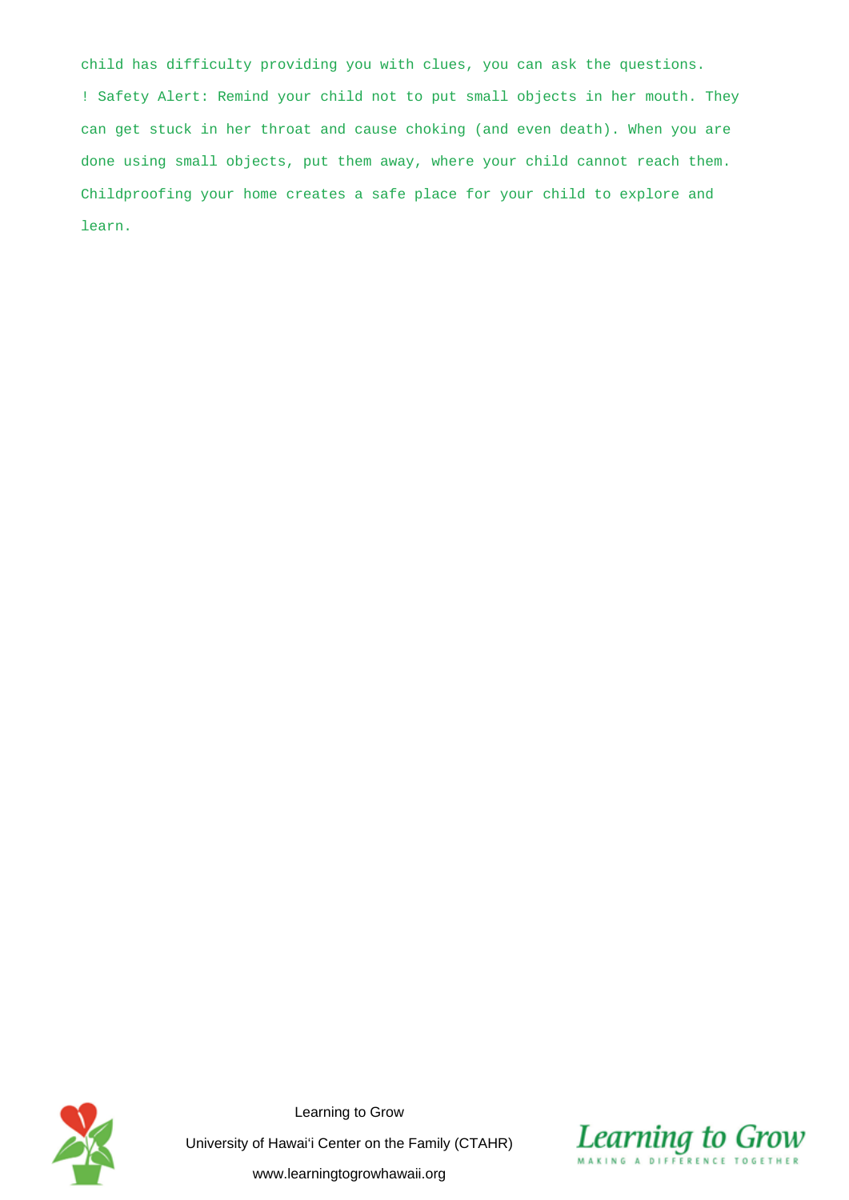child has difficulty providing you with clues, you can ask the questions.

! Safety Alert: Remind your child not to put small objects in her mouth. They can get stuck in her throat and cause choking (and even death). When you are done using small objects, put them away, where your child cannot reach them. Childproofing your home creates a safe place for your child to explore and learn.